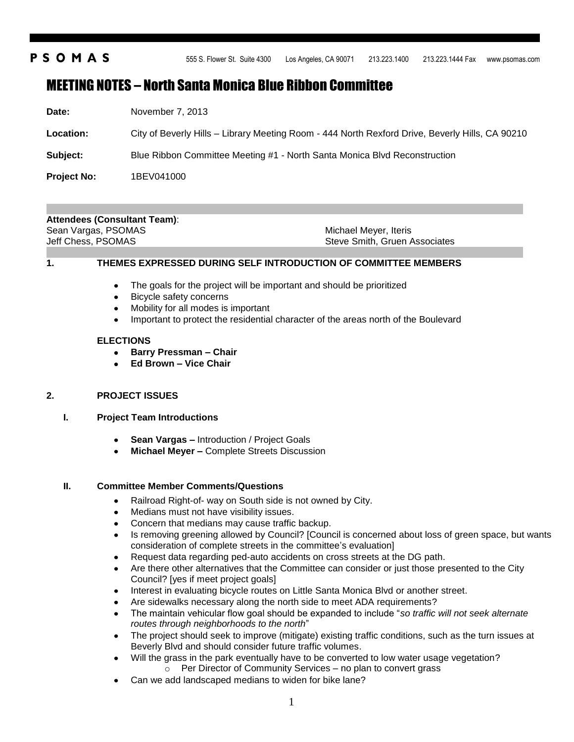PSOMAS 555 S. Flower St. Suite 4300 Los Angeles, CA 90071 213.223.1400 213.223.1444 Fax www.psomas.com

# MEETING NOTES – North Santa Monica Blue Ribbon Committee

**Date:** November 7, 2013

**Location:** City of Beverly Hills – Library Meeting Room - 444 North Rexford Drive, Beverly Hills, CA 90210

**Subject:** Blue Ribbon Committee Meeting #1 - North Santa Monica Blvd Reconstruction

**Project No:** 1BEV041000

**Attendees (Consultant Team)**:

Sean Vargas, PSOMAS
Jeff Chess, PSOMAS
Michael Meyer, Iteris
Steve Smith, Gruen Associates

## 1. THEMES EXPRESSED DURING SELF INTRODUCTION OF COMMITTEE MEMBERS

- The goals for the project will be important and should be prioritized
- Bicycle safety concerns
- Mobility for all modes is important
- Important to protect the residential character of the areas north of the Boulevard

### ELECTIONS

- **Barry Pressman – Chair**
- **Ed Brown – Vice Chair**

## 2. PROJECT ISSUES

### I. Project Team Introductions

- **Sean Vargas –** Introduction / Project Goals
- **Michael Meyer –** Complete Streets Discussion

### II. Committee Member Comments/Questions

- Railroad Right-of- way on South side is not owned by City.
- Medians must not have visibility issues.
- Concern that medians may cause traffic backup.
- Is removing greening allowed by Council? [Council is concerned about loss of green space, but wants consideration of complete streets in the committee's evaluation]
- Request data regarding ped-auto accidents on cross streets at the DG path.
- Are there other alternatives that the Committee can consider or just those presented to the City Council? [yes if meet project goals]
- Interest in evaluating bicycle routes on Little Santa Monica Blvd or another street.
- Are sidewalks necessary along the north side to meet ADA requirements?
- The maintain vehicular flow goal should be expanded to include "*so traffic will not seek alternate routes through neighborhoods to the north*"
- The project should seek to improve (mitigate) existing traffic conditions, such as the turn issues at Beverly Blvd and should consider future traffic volumes.
- Will the grass in the park eventually have to be converted to low water usage vegetation?
  - Per Director of Community Services – no plan to convert grass
- Can we add landscaped medians to widen for bike lane?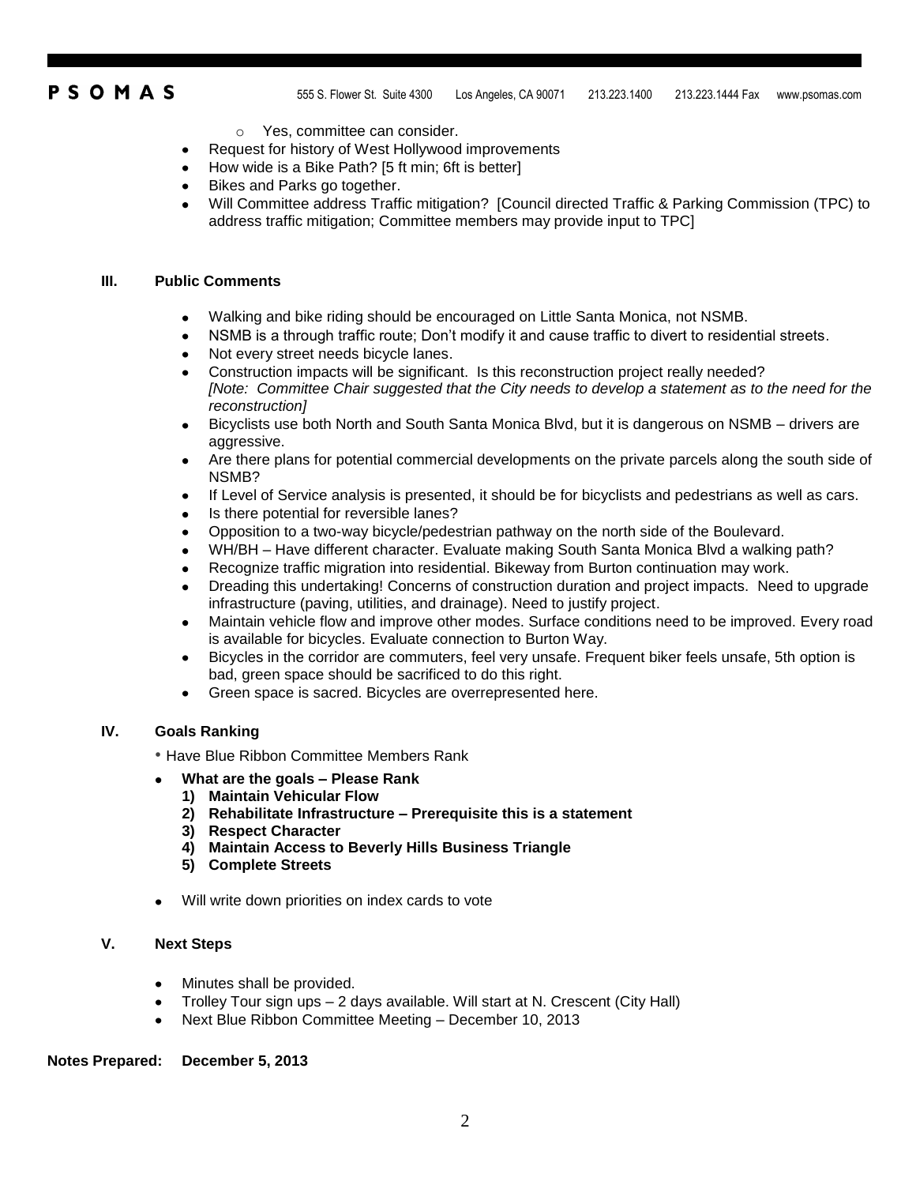- Yes, committee can consider.
- Request for history of West Hollywood improvements
- How wide is a Bike Path? [5 ft min; 6ft is better]
- Bikes and Parks go together.
- Will Committee address Traffic mitigation? [Council directed Traffic & Parking Commission (TPC) to address traffic mitigation; Committee members may provide input to TPC]

## III. Public Comments

- Walking and bike riding should be encouraged on Little Santa Monica, not NSMB.
- NSMB is a through traffic route; Don't modify it and cause traffic to divert to residential streets.
- Not every street needs bicycle lanes.
- Construction impacts will be significant. Is this reconstruction project really needed? *[Note: Committee Chair suggested that the City needs to develop a statement as to the need for the reconstruction]*
- Bicyclists use both North and South Santa Monica Blvd, but it is dangerous on NSMB – drivers are aggressive.
- Are there plans for potential commercial developments on the private parcels along the south side of NSMB?
- If Level of Service analysis is presented, it should be for bicyclists and pedestrians as well as cars.
- Is there potential for reversible lanes?
- Opposition to a two-way bicycle/pedestrian pathway on the north side of the Boulevard.
- WH/BH – Have different character. Evaluate making South Santa Monica Blvd a walking path?
- Recognize traffic migration into residential. Bikeway from Burton continuation may work.
- Dreading this undertaking! Concerns of construction duration and project impacts. Need to upgrade infrastructure (paving, utilities, and drainage). Need to justify project.
- Maintain vehicle flow and improve other modes. Surface conditions need to be improved. Every road is available for bicycles. Evaluate connection to Burton Way.
- Bicycles in the corridor are commuters, feel very unsafe. Frequent biker feels unsafe, 5th option is bad, green space should be sacrificed to do this right.
- Green space is sacred. Bicycles are overrepresented here.

## IV. Goals Ranking

- Have Blue Ribbon Committee Members Rank
- **What are the goals – Please Rank**
  1) **Maintain Vehicular Flow**
  2) **Rehabilitate Infrastructure – Prerequisite this is a statement**
  3) **Respect Character**
  4) **Maintain Access to Beverly Hills Business Triangle**
  5) **Complete Streets**
- Will write down priorities on index cards to vote

## V. Next Steps

- Minutes shall be provided.
- Trolley Tour sign ups – 2 days available. Will start at N. Crescent (City Hall)
- Next Blue Ribbon Committee Meeting – December 10, 2013

**Notes Prepared: December 5, 2013**